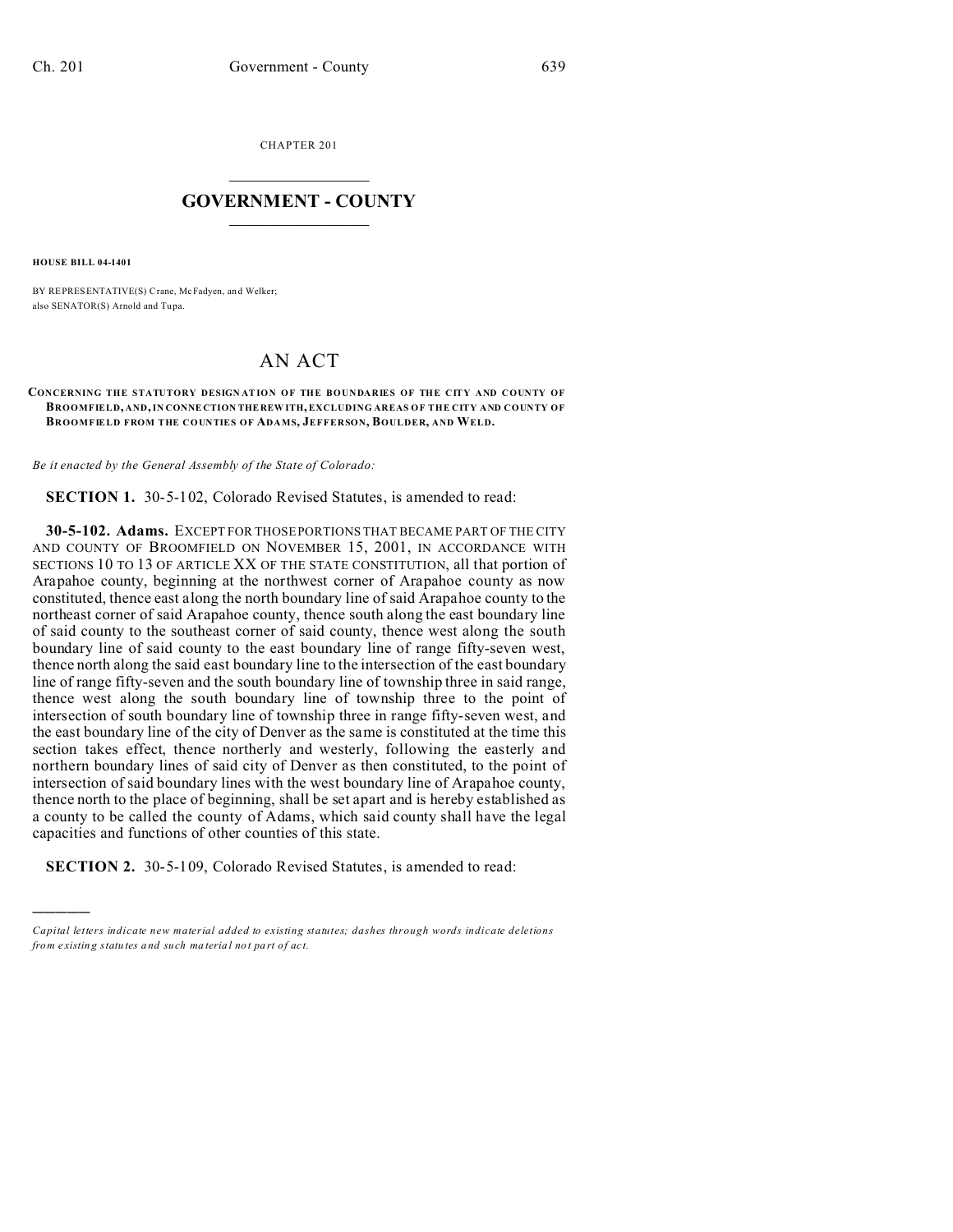CHAPTER 201

# GOVERNMENT - COUNTY

**HOUSE BILL 04-1401**

BY REPRESENTATIVE(S) Crane, McFadyen, and Welker;
also SENATOR(S) Arnold and Tupa.

## AN ACT

**CONCERNING THE STATUTORY DESIGNATION OF THE BOUNDARIES OF THE CITY AND COUNTY OF BROOMFIELD, AND, IN CONNECTION THEREWITH, EXCLUDING AREAS OF THE CITY AND COUNTY OF BROOMFIELD FROM THE COUNTIES OF ADAMS, JEFFERSON, BOULDER, AND WELD.**

*Be it enacted by the General Assembly of the State of Colorado:*

**SECTION 1.** 30-5-102, Colorado Revised Statutes, is amended to read:

**30-5-102. Adams.** EXCEPT FOR THOSE PORTIONS THAT BECAME PART OF THE CITY AND COUNTY OF BROOMFIELD ON NOVEMBER 15, 2001, IN ACCORDANCE WITH SECTIONS 10 TO 13 OF ARTICLE XX OF THE STATE CONSTITUTION, all that portion of Arapahoe county, beginning at the northwest corner of Arapahoe county as now constituted, thence east along the north boundary line of said Arapahoe county to the northeast corner of said Arapahoe county, thence south along the east boundary line of said county to the southeast corner of said county, thence west along the south boundary line of said county to the east boundary line of range fifty-seven west, thence north along the said east boundary line to the intersection of the east boundary line of range fifty-seven and the south boundary line of township three in said range, thence west along the south boundary line of township three to the point of intersection of south boundary line of township three in range fifty-seven west, and the east boundary line of the city of Denver as the same is constituted at the time this section takes effect, thence northerly and westerly, following the easterly and northern boundary lines of said city of Denver as then constituted, to the point of intersection of said boundary lines with the west boundary line of Arapahoe county, thence north to the place of beginning, shall be set apart and is hereby established as a county to be called the county of Adams, which said county shall have the legal capacities and functions of other counties of this state.

**SECTION 2.** 30-5-109, Colorado Revised Statutes, is amended to read:

---

*Capital letters indicate new material added to existing statutes; dashes through words indicate deletions from existing statutes and such material not part of act.*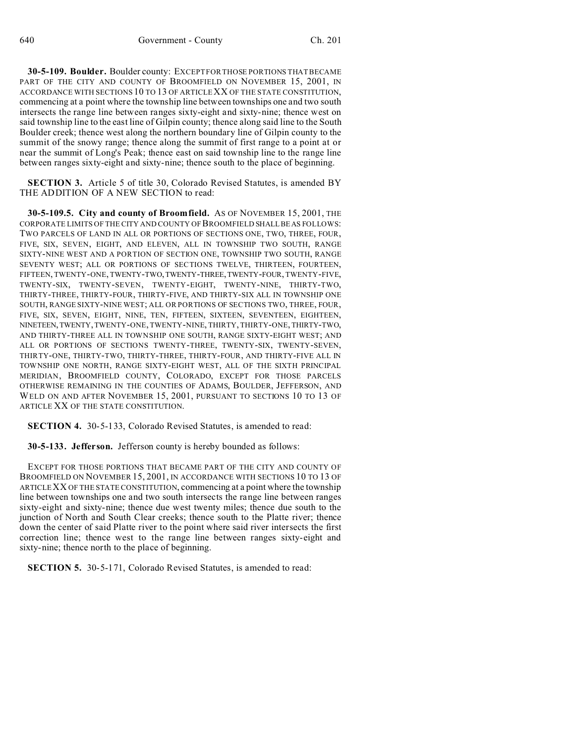**30-5-109. Boulder.** Boulder county: EXCEPT FOR THOSE PORTIONS THAT BECAME PART OF THE CITY AND COUNTY OF BROOMFIELD ON NOVEMBER 15, 2001, IN ACCORDANCE WITH SECTIONS 10 TO 13 OF ARTICLE XX OF THE STATE CONSTITUTION, commencing at a point where the township line between townships one and two south intersects the range line between ranges sixty-eight and sixty-nine; thence west on said township line to the east line of Gilpin county; thence along said line to the South Boulder creek; thence west along the northern boundary line of Gilpin county to the summit of the snowy range; thence along the summit of first range to a point at or near the summit of Long's Peak; thence east on said township line to the range line between ranges sixty-eight and sixty-nine; thence south to the place of beginning.

**SECTION 3.** Article 5 of title 30, Colorado Revised Statutes, is amended BY THE ADDITION OF A NEW SECTION to read:

**30-5-109.5. City and county of Broomfield.** AS OF NOVEMBER 15, 2001, THE CORPORATE LIMITS OF THE CITY AND COUNTY OF BROOMFIELD SHALL BE AS FOLLOWS: TWO PARCELS OF LAND IN ALL OR PORTIONS OF SECTIONS ONE, TWO, THREE, FOUR, FIVE, SIX, SEVEN, EIGHT, AND ELEVEN, ALL IN TOWNSHIP TWO SOUTH, RANGE SIXTY-NINE WEST AND A PORTION OF SECTION ONE, TOWNSHIP TWO SOUTH, RANGE SEVENTY WEST; ALL OR PORTIONS OF SECTIONS TWELVE, THIRTEEN, FOURTEEN, FIFTEEN, TWENTY-ONE, TWENTY-TWO, TWENTY-THREE, TWENTY-FOUR, TWENTY-FIVE, TWENTY-SIX, TWENTY-SEVEN, TWENTY-EIGHT, TWENTY-NINE, THIRTY-TWO, THIRTY-THREE, THIRTY-FOUR, THIRTY-FIVE, AND THIRTY-SIX ALL IN TOWNSHIP ONE SOUTH, RANGE SIXTY-NINE WEST; ALL OR PORTIONS OF SECTIONS TWO, THREE, FOUR, FIVE, SIX, SEVEN, EIGHT, NINE, TEN, FIFTEEN, SIXTEEN, SEVENTEEN, EIGHTEEN, NINETEEN, TWENTY, TWENTY-ONE, TWENTY-NINE, THIRTY, THIRTY-ONE, THIRTY-TWO, AND THIRTY-THREE ALL IN TOWNSHIP ONE SOUTH, RANGE SIXTY-EIGHT WEST; AND ALL OR PORTIONS OF SECTIONS TWENTY-THREE, TWENTY-SIX, TWENTY-SEVEN, THIRTY-ONE, THIRTY-TWO, THIRTY-THREE, THIRTY-FOUR, AND THIRTY-FIVE ALL IN TOWNSHIP ONE NORTH, RANGE SIXTY-EIGHT WEST, ALL OF THE SIXTH PRINCIPAL MERIDIAN, BROOMFIELD COUNTY, COLORADO, EXCEPT FOR THOSE PARCELS OTHERWISE REMAINING IN THE COUNTIES OF ADAMS, BOULDER, JEFFERSON, AND WELD ON AND AFTER NOVEMBER 15, 2001, PURSUANT TO SECTIONS 10 TO 13 OF ARTICLE XX OF THE STATE CONSTITUTION.

**SECTION 4.** 30-5-133, Colorado Revised Statutes, is amended to read:

**30-5-133. Jefferson.** Jefferson county is hereby bounded as follows:

EXCEPT FOR THOSE PORTIONS THAT BECAME PART OF THE CITY AND COUNTY OF BROOMFIELD ON NOVEMBER 15, 2001, IN ACCORDANCE WITH SECTIONS 10 TO 13 OF ARTICLE XX OF THE STATE CONSTITUTION, commencing at a point where the township line between townships one and two south intersects the range line between ranges sixty-eight and sixty-nine; thence due west twenty miles; thence due south to the junction of North and South Clear creeks; thence south to the Platte river; thence down the center of said Platte river to the point where said river intersects the first correction line; thence west to the range line between ranges sixty-eight and sixty-nine; thence north to the place of beginning.

**SECTION 5.** 30-5-171, Colorado Revised Statutes, is amended to read: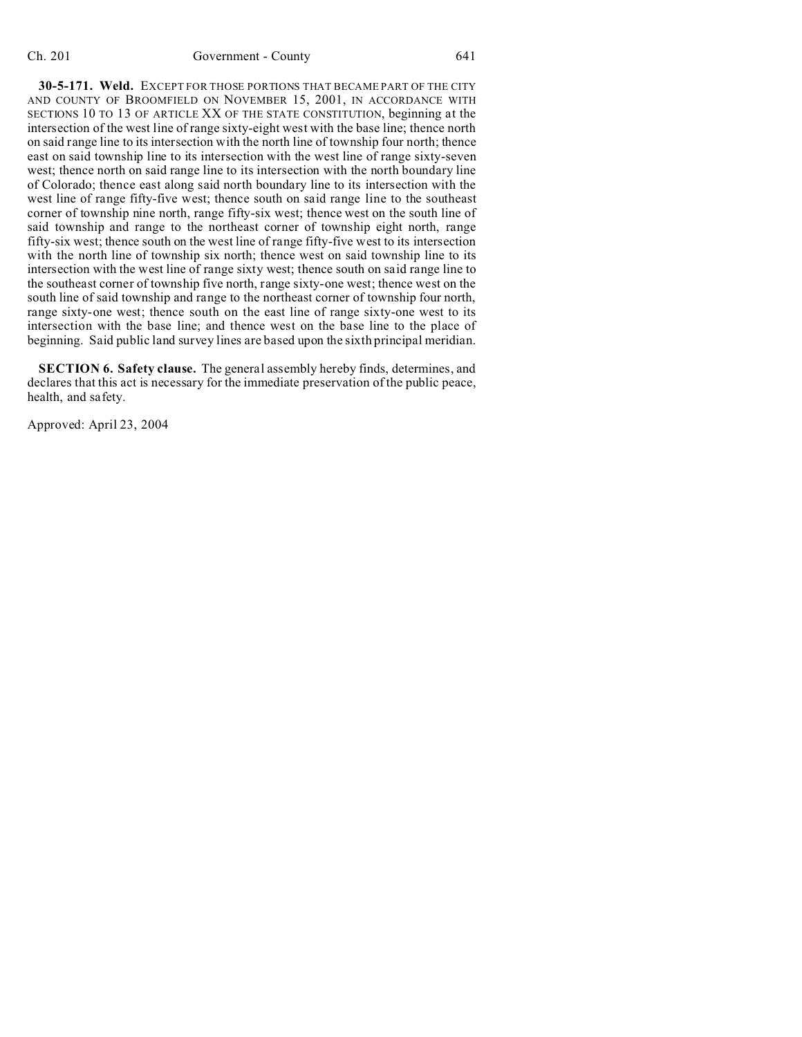**30-5-171. Weld.** EXCEPT FOR THOSE PORTIONS THAT BECAME PART OF THE CITY AND COUNTY OF BROOMFIELD ON NOVEMBER 15, 2001, IN ACCORDANCE WITH SECTIONS 10 TO 13 OF ARTICLE XX OF THE STATE CONSTITUTION, beginning at the intersection of the west line of range sixty-eight west with the base line; thence north on said range line to its intersection with the north line of township four north; thence east on said township line to its intersection with the west line of range sixty-seven west; thence north on said range line to its intersection with the north boundary line of Colorado; thence east along said north boundary line to its intersection with the west line of range fifty-five west; thence south on said range line to the southeast corner of township nine north, range fifty-six west; thence west on the south line of said township and range to the northeast corner of township eight north, range fifty-six west; thence south on the west line of range fifty-five west to its intersection with the north line of township six north; thence west on said township line to its intersection with the west line of range sixty west; thence south on said range line to the southeast corner of township five north, range sixty-one west; thence west on the south line of said township and range to the northeast corner of township four north, range sixty-one west; thence south on the east line of range sixty-one west to its intersection with the base line; and thence west on the base line to the place of beginning. Said public land survey lines are based upon the sixth principal meridian.

**SECTION 6. Safety clause.** The general assembly hereby finds, determines, and declares that this act is necessary for the immediate preservation of the public peace, health, and safety.

Approved: April 23, 2004